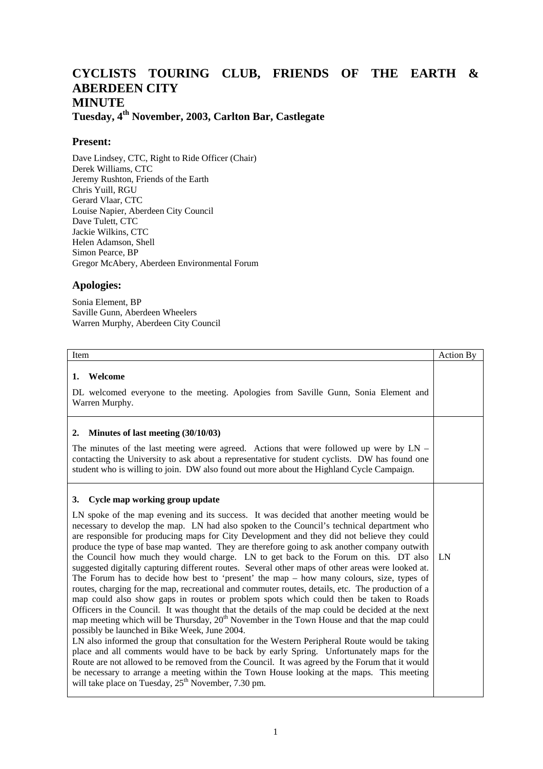# CYCLISTS TOURING CLUB, FRIENDS OF THE EARTH & ABERDEEN CITY

# MINUTE

## Tuesday, 4th November, 2003, Carlton Bar, Castlegate

### Present:

Dave Lindsey, CTC, Right to Ride Officer (Chair)
Derek Williams, CTC
Jeremy Rushton, Friends of the Earth
Chris Yuill, RGU
Gerard Vlaar, CTC
Louise Napier, Aberdeen City Council
Dave Tulett, CTC
Jackie Wilkins, CTC
Helen Adamson, Shell
Simon Pearce, BP
Gregor McAbery, Aberdeen Environmental Forum

### Apologies:

Sonia Element, BP
Saville Gunn, Aberdeen Wheelers
Warren Murphy, Aberdeen City Council

| Item | Action By |
| --- | --- |
| **1. Welcome**<br><br>DL welcomed everyone to the meeting. Apologies from Saville Gunn, Sonia Element and Warren Murphy. | |
| **2. Minutes of last meeting (30/10/03)**<br><br>The minutes of the last meeting were agreed. Actions that were followed up were by LN – contacting the University to ask about a representative for student cyclists. DW has found one student who is willing to join. DW also found out more about the Highland Cycle Campaign. | |
| **3. Cycle map working group update**<br><br>LN spoke of the map evening and its success. It was decided that another meeting would be necessary to develop the map. LN had also spoken to the Council's technical department who are responsible for producing maps for City Development and they did not believe they could produce the type of base map wanted. They are therefore going to ask another company outwith the Council how much they would charge. LN to get back to the Forum on this. DT also suggested digitally capturing different routes. Several other maps of other areas were looked at. The Forum has to decide how best to 'present' the map – how many colours, size, types of routes, charging for the map, recreational and commuter routes, details, etc. The production of a map could also show gaps in routes or problem spots which could then be taken to Roads Officers in the Council. It was thought that the details of the map could be decided at the next map meeting which will be Thursday, 20th November in the Town House and that the map could possibly be launched in Bike Week, June 2004.<br>LN also informed the group that consultation for the Western Peripheral Route would be taking place and all comments would have to be back by early Spring. Unfortunately maps for the Route are not allowed to be removed from the Council. It was agreed by the Forum that it would be necessary to arrange a meeting within the Town House looking at the maps. This meeting will take place on Tuesday, 25th November, 7.30 pm. | LN |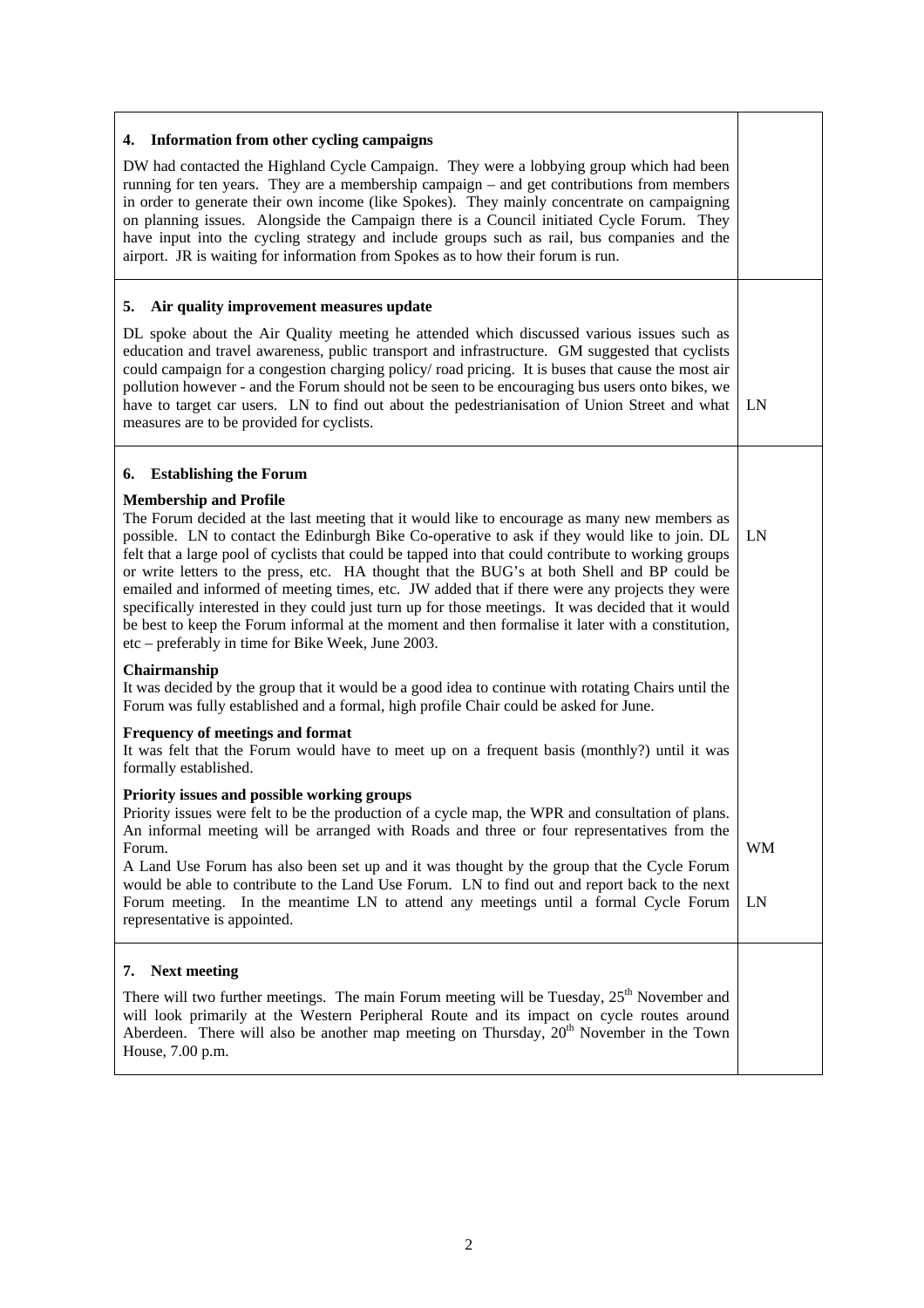| | |
|---|---|
| **4. Information from other cycling campaigns**<br><br>DW had contacted the Highland Cycle Campaign. They were a lobbying group which had been running for ten years. They are a membership campaign – and get contributions from members in order to generate their own income (like Spokes). They mainly concentrate on campaigning on planning issues. Alongside the Campaign there is a Council initiated Cycle Forum. They have input into the cycling strategy and include groups such as rail, bus companies and the airport. JR is waiting for information from Spokes as to how their forum is run. | |
| **5. Air quality improvement measures update**<br><br>DL spoke about the Air Quality meeting he attended which discussed various issues such as education and travel awareness, public transport and infrastructure. GM suggested that cyclists could campaign for a congestion charging policy/ road pricing. It is buses that cause the most air pollution however - and the Forum should not be seen to be encouraging bus users onto bikes, we have to target car users. LN to find out about the pedestrianisation of Union Street and what measures are to be provided for cyclists. | LN |
| **6. Establishing the Forum**<br><br>**Membership and Profile**<br>The Forum decided at the last meeting that it would like to encourage as many new members as possible. LN to contact the Edinburgh Bike Co-operative to ask if they would like to join. DL felt that a large pool of cyclists that could be tapped into that could contribute to working groups or write letters to the press, etc. HA thought that the BUG's at both Shell and BP could be emailed and informed of meeting times, etc. JW added that if there were any projects they were specifically interested in they could just turn up for those meetings. It was decided that it would be best to keep the Forum informal at the moment and then formalise it later with a constitution, etc – preferably in time for Bike Week, June 2003.<br><br>**Chairmanship**<br>It was decided by the group that it would be a good idea to continue with rotating Chairs until the Forum was fully established and a formal, high profile Chair could be asked for June.<br><br>**Frequency of meetings and format**<br>It was felt that the Forum would have to meet up on a frequent basis (monthly?) until it was formally established.<br><br>**Priority issues and possible working groups**<br>Priority issues were felt to be the production of a cycle map, the WPR and consultation of plans. An informal meeting will be arranged with Roads and three or four representatives from the Forum.<br>A Land Use Forum has also been set up and it was thought by the group that the Cycle Forum would be able to contribute to the Land Use Forum. LN to find out and report back to the next Forum meeting. In the meantime LN to attend any meetings until a formal Cycle Forum representative is appointed. | LN<br><br><br><br><br><br><br><br><br><br><br><br><br><br><br>WM<br><br><br>LN |
| **7. Next meeting**<br><br>There will two further meetings. The main Forum meeting will be Tuesday, 25th November and will look primarily at the Western Peripheral Route and its impact on cycle routes around Aberdeen. There will also be another map meeting on Thursday, 20th November in the Town House, 7.00 p.m. | |